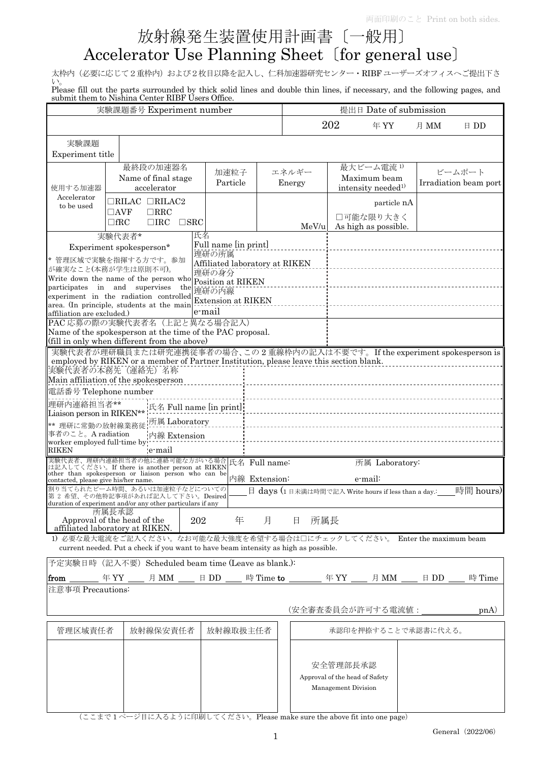両面印刷のこと Print on both sides.

# 放射線発生装置使用計画書〔一般用〕
# Accelerator Use Planning Sheet〔for general use〕

太枠内（必要に応じて２重枠内）および２枚目以降を記入し、仁科加速器研究センター・RIBF ユーザーズオフィスへご提出下さい。
Please fill out the parts surrounded by thick solid lines and double thin lines, if necessary, and the following pages, and submit them to Nishina Center RIBF Users Office.

| 実験課題番号 Experiment number | 提出日 Date of submission |
|---|---|
| | 202　年 YY　月 MM　日 DD |

| 実験課題 Experiment title | |
|---|---|

| 使用する加速器 Accelerator to be used | 最終段の加速器名 Name of final stage accelerator | 加速粒子 Particle | エネルギー Energy | 最大ビーム電流 [1] Maximum beam intensity needed[1] | ビームポート Irradiation beam port |
|---|---|---|---|---|---|
| | □RILAC □RILAC2 □AVF □RRC □fRC □IRC □SRC | | MeV/u | particle nA □可能な限り大きく As high as possible. | |

| 実験代表者* Experiment spokesperson* | | |
|---|---|---|
| * 管理区域で実験を指揮する方です。参加が確実なこと(本務が学生は原則不可)。 Write down the name of the person who participates in and supervises the experiment in the radiation controlled area. (In principle, students at the main affiliation are excluded.) | 氏名 Full name [in print] | |
| | 理研の所属 Affiliated laboratory at RIKEN | |
| | 理研の身分 Position at RIKEN | |
| | 理研の内線 Extension at RIKEN | |
| | e-mail | |
| PAC 応募の際の実験代表者名（上記と異なる場合記入） Name of the spokesperson at the time of the PAC proposal. (fill in only when different from the above) | | |

実験代表者が理研職員または研究連携従事者の場合、この２重線枠内の記入は不要です。 If the experiment spokesperson is employed by RIKEN or a member of Partner Institution, please leave this section blank.

| 実験代表者の本務先（連絡先）名称 Main affiliation of the spokesperson | | |
|---|---|---|
| 電話番号 Telephone number | | |
| 理研内連絡担当者** Liaison person in RIKEN** | 氏名 Full name [in print] | |
| ** 理研に常勤の放射線業務従事者のこと。A radiation worker employed full-time by RIKEN | 所属 Laboratory | |
| | 内線 Extension | |
| | e-mail | |

| 実験代表者、理研内連絡担当者の他に連絡可能な方がいる場合は記入してください。If there is another person at RIKEN other than spokesperson or liaison person who can be contacted, please give his/her name. | 氏名 Full name: | 所属 Laboratory: |
|---|---|---|
| | 内線 Extension: | e-mail: |
| 割り当てられたビーム時間、あるいは加速粒子などについての第２希望、その他特記事項があれば記入して下さい。Desired duration of experiment and/or any other particulars if any | ____日 days (1 日未満は時間で記入 Write hours if less than a day.: ____時間 hours) | |
| 所属長承認 Approval of the head of the affiliated laboratory at RIKEN. | 202　年　月　日　所属長 | |

1) 必要な最大電流をご記入ください。なお可能な最大強度を希望する場合は□にチェックしてください。 Enter the maximum beam current needed. Put a check if you want to have beam intensity as high as possible.

予定実験日時（記入不要） Scheduled beam time (Leave as blank.):

**from** ______ 年 YY ____ 月 MM ____ 日 DD ____ 時 Time **to** ______ 年 YY ____ 月 MM ____ 日 DD ____ 時 Time

注意事項 Precautions:

（安全審査委員会が許可する電流値：____________pnA）

| 管理区域責任者 | 放射線保安責任者 | 放射線取扱主任者 | 承認印を押捺することで承認書に代える。 | |
|---|---|---|---|---|
| | | | 安全管理部長承認 Approval of the head of Safety Management Division | |

（ここまで１ページ目に入るように印刷してください。Please make sure the above fit into one page）

General（2022/06）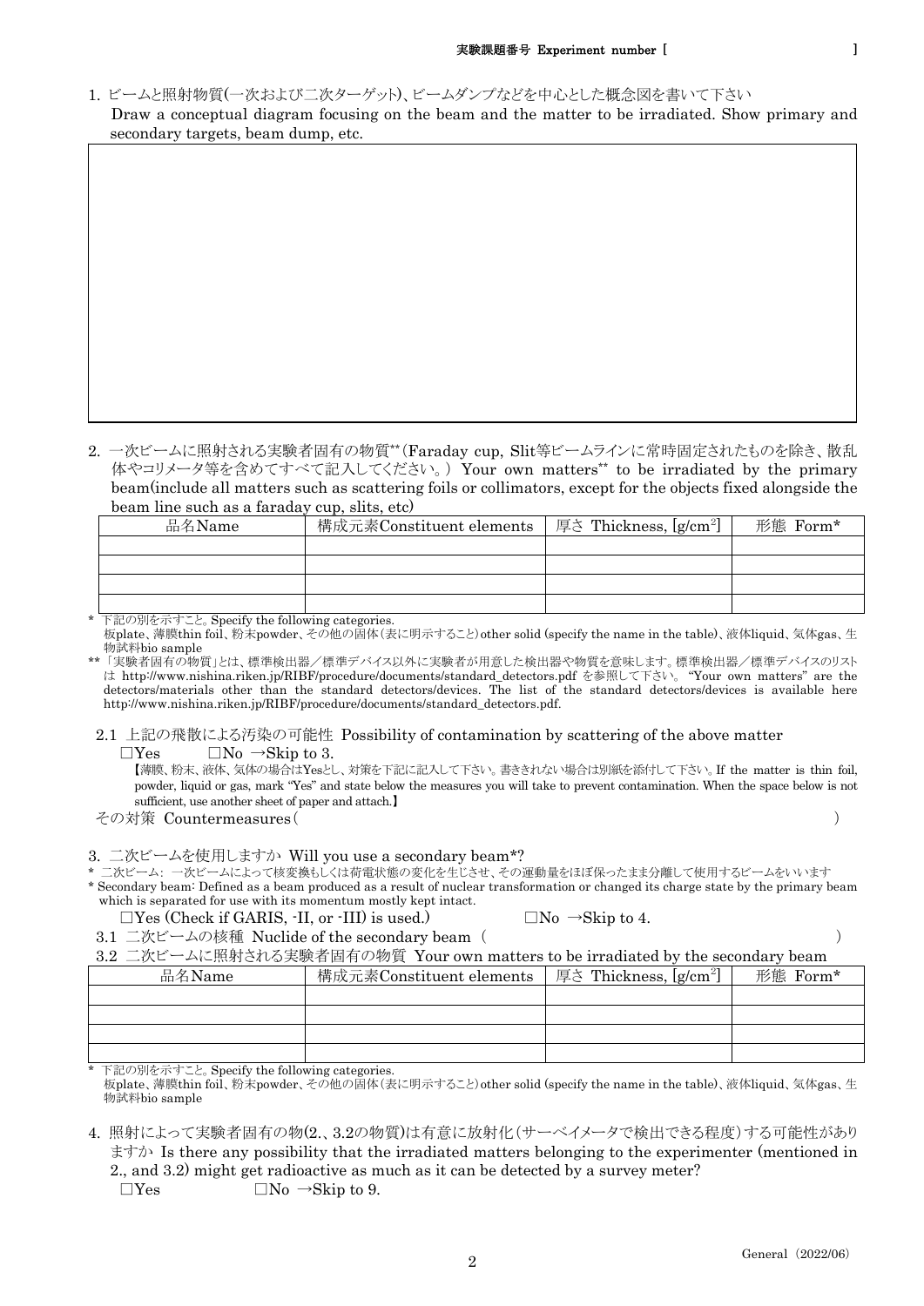実験課題番号 Experiment number [ ]

1. ビームと照射物質(一次および二次ターゲット)、ビームダンプなどを中心とした概念図を書いて下さい
   Draw a conceptual diagram focusing on the beam and the matter to be irradiated. Show primary and secondary targets, beam dump, etc.

2. 一次ビームに照射される実験者固有の物質**（Faraday cup, Slit等ビームラインに常時固定されたものを除き、散乱体やコリメータ等を含めてすべて記入してください。）Your own matters** to be irradiated by the primary beam(include all matters such as scattering foils or collimators, except for the objects fixed alongside the beam line such as a faraday cup, slits, etc)

| 品名Name | 構成元素Constituent elements | 厚さ Thickness, [g/cm$^2$] | 形態 Form* |
|---|---|---|---|
| | | | |
| | | | |
| | | | |
| | | | |

\* 下記の別を示すこと。Specify the following categories.
板plate、薄膜thin foil、粉末powder、その他の固体(表に明示すること)other solid (specify the name in the table)、液体liquid、気体gas、生物試料bio sample

** 「実験者固有の物質」とは、標準検出器／標準デバイス以外に実験者が用意した検出器や物質を意味します。標準検出器／標準デバイスのリストは http://www.nishina.riken.jp/RIBF/procedure/documents/standard_detectors.pdf を参照して下さい。 "Your own matters" are the detectors/materials other than the standard detectors/devices. The list of the standard detectors/devices is available here http://www.nishina.riken.jp/RIBF/procedure/documents/standard_detectors.pdf.

2.1 上記の飛散による汚染の可能性 Possibility of contamination by scattering of the above matter

□Yes □No →Skip to 3.

【薄膜、粉末、液体、気体の場合はYesとし、対策を下記に記入して下さい。書ききれない場合は別紙を添付して下さい。If the matter is thin foil, powder, liquid or gas, mark "Yes" and state below the measures you will take to prevent contamination. When the space below is not sufficient, use another sheet of paper and attach.】

その対策 Countermeasures（ ）

3. 二次ビームを使用しますか Will you use a secondary beam*?

\* 二次ビーム: 一次ビームによって核変換もしくは荷電状態の変化を生じさせ、その運動量をほぼ保ったまま分離して使用するビームをいいます

\* Secondary beam: Defined as a beam produced as a result of nuclear transformation or changed its charge state by the primary beam which is separated for use with its momentum mostly kept intact.

□Yes (Check if GARIS, -II, or -III) is used.) □No →Skip to 4.

3.1 二次ビームの核種 Nuclide of the secondary beam（ ）

3.2 二次ビームに照射される実験者固有の物質 Your own matters to be irradiated by the secondary beam

| 品名Name | 構成元素Constituent elements | 厚さ Thickness, [g/cm$^2$] | 形態 Form* |
|---|---|---|---|
| | | | |
| | | | |
| | | | |
| | | | |

\* 下記の別を示すこと。Specify the following categories.
板plate、薄膜thin foil、粉末powder、その他の固体(表に明示すること)other solid (specify the name in the table)、液体liquid、気体gas、生物試料bio sample

4. 照射によって実験者固有の物(2.、3.2の物質)は有意に放射化(サーベイメータで検出できる程度)する可能性がありますか Is there any possibility that the irradiated matters belonging to the experimenter (mentioned in 2., and 3.2) might get radioactive as much as it can be detected by a survey meter?

□Yes □No →Skip to 9.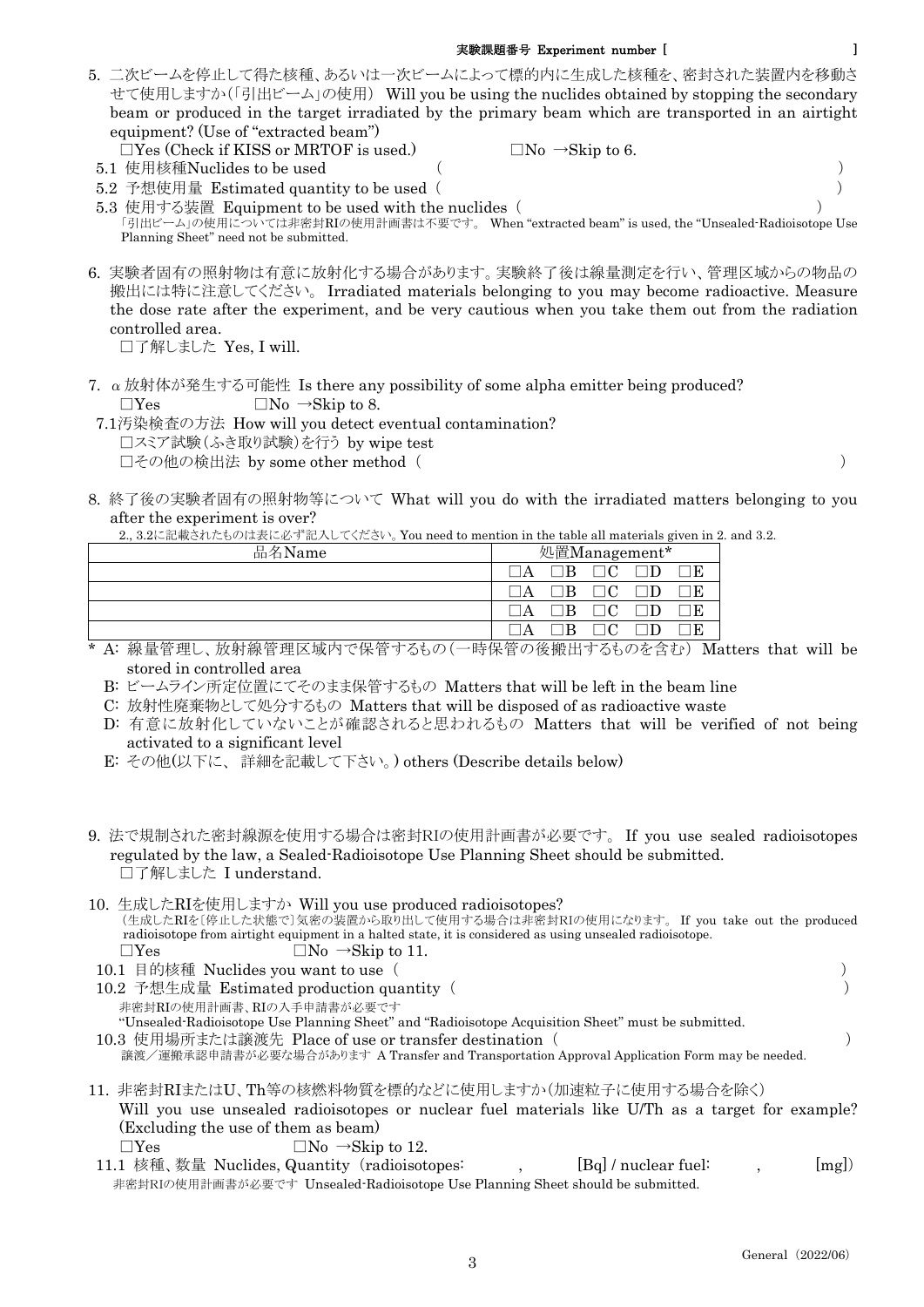実験課題番号 Experiment number [ ]

5. 二次ビームを停止して得た核種、あるいは一次ビームによって標的内に生成した核種を、密封された装置内を移動させて使用しますか(「引出ビーム」の使用) Will you be using the nuclides obtained by stopping the secondary beam or produced in the target irradiated by the primary beam which are transported in an airtight equipment? (Use of "extracted beam")

□Yes (Check if KISS or MRTOF is used.) □No →Skip to 6.

5.1 使用核種Nuclides to be used ( )

5.2 予想使用量 Estimated quantity to be used ( )

5.3 使用する装置 Equipment to be used with the nuclides ( )

「引出ビーム」の使用については非密封RIの使用計画書は不要です。 When "extracted beam" is used, the "Unsealed-Radioisotope Use Planning Sheet" need not be submitted.

6. 実験者固有の照射物は有意に放射化する場合があります。実験終了後は線量測定を行い、管理区域からの物品の搬出には特に注意してください。 Irradiated materials belonging to you may become radioactive. Measure the dose rate after the experiment, and be very cautious when you take them out from the radiation controlled area.

□了解しました Yes, I will.

7. $\alpha$ 放射体が発生する可能性 Is there any possibility of some alpha emitter being produced?

□Yes □No →Skip to 8.

7.1汚染検査の方法 How will you detect eventual contamination?

□スミア試験(ふき取り試験)を行う by wipe test

□その他の検出法 by some other method ( )

8. 終了後の実験者固有の照射物等について What will you do with the irradiated matters belonging to you after the experiment is over?

2., 3.2に記載されたものは表に必ず記入してください。You need to mention in the table all materials given in 2. and 3.2.

| 品名Name | 処置Management* |
|---|---|
| | □A □B □C □D □E |
| | □A □B □C □D □E |
| | □A □B □C □D □E |
| | □A □B □C □D □E |

\* A: 線量管理し、放射線管理区域内で保管するもの(一時保管の後搬出するものを含む) Matters that will be stored in controlled area

B: ビームライン所定位置にてそのまま保管するもの Matters that will be left in the beam line

C: 放射性廃棄物として処分するもの Matters that will be disposed of as radioactive waste

D: 有意に放射化していないことが確認されると思われるもの Matters that will be verified of not being activated to a significant level

E: その他(以下に、 詳細を記載して下さい。) others (Describe details below)

9. 法で規制された密封線源を使用する場合は密封RIの使用計画書が必要です。 If you use sealed radioisotopes regulated by the law, a Sealed-Radioisotope Use Planning Sheet should be submitted.

□了解しました I understand.

10. 生成したRIを使用しますか Will you use produced radioisotopes?

(生成したRIを〔停止した状態で〕気密の装置から取り出して使用する場合は非密封RIの使用になります。 If you take out the produced radioisotope from airtight equipment in a halted state, it is considered as using unsealed radioisotope.

□Yes □No →Skip to 11.

10.1 目的核種 Nuclides you want to use ( )

10.2 予想生成量 Estimated production quantity ( )

非密封RIの使用計画書、RIの入手申請書が必要です

"Unsealed-Radioisotope Use Planning Sheet" and "Radioisotope Acquisition Sheet" must be submitted.

10.3 使用場所または譲渡先 Place of use or transfer destination ( )

譲渡/運搬承認申請書が必要な場合があります A Transfer and Transportation Approval Application Form may be needed.

11. 非密封RIまたはU、Th等の核燃料物質を標的などに使用しますか(加速粒子に使用する場合を除く) Will you use unsealed radioisotopes or nuclear fuel materials like U/Th as a target for example? (Excluding the use of them as beam)

□Yes □No →Skip to 12.

11.1 核種、数量 Nuclides, Quantity (radioisotopes: , [Bq] / nuclear fuel: , [mg])

非密封RIの使用計画書が必要です Unsealed-Radioisotope Use Planning Sheet should be submitted.

General (2022/06)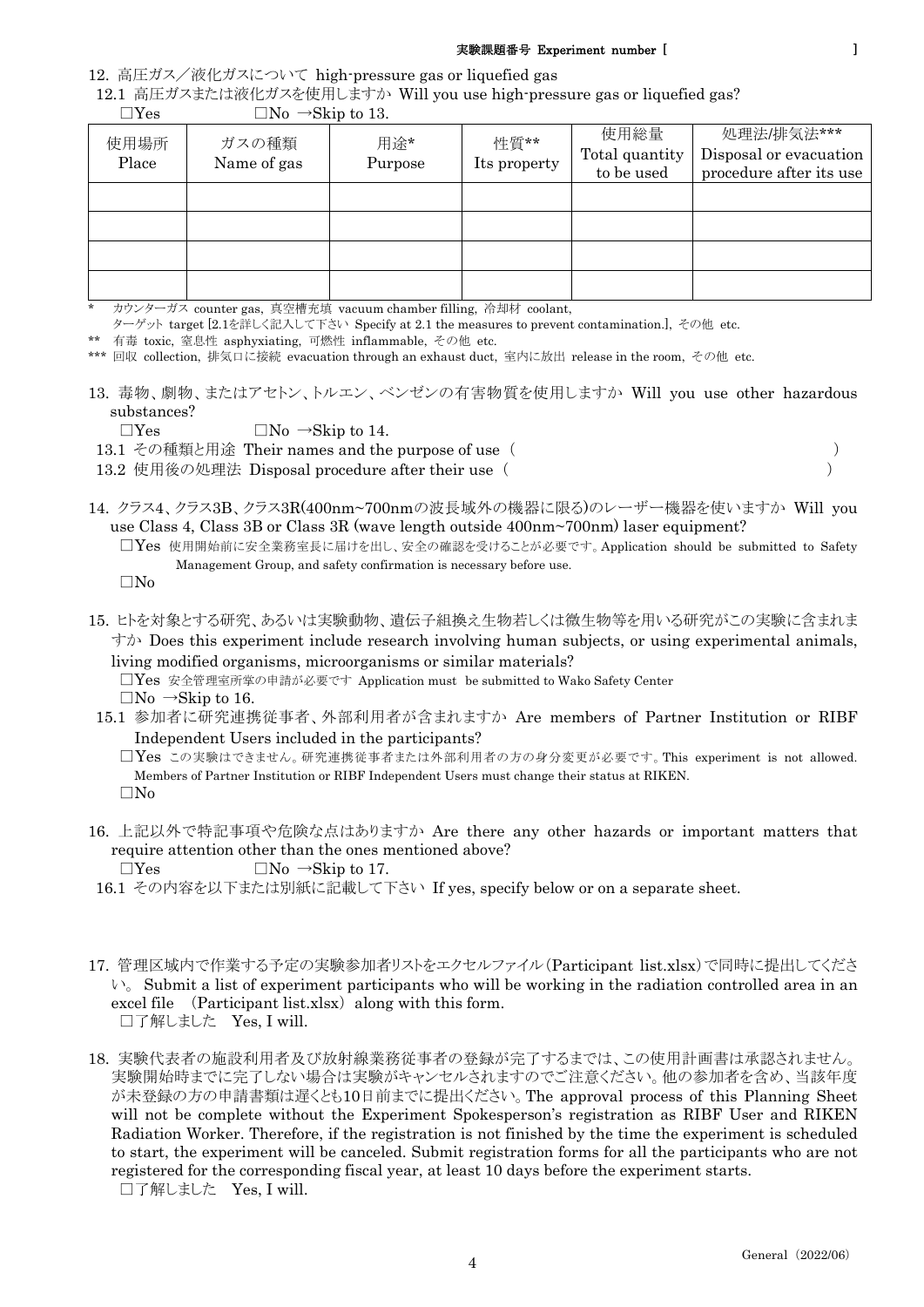実験課題番号 Experiment number [ ]

12. 高圧ガス／液化ガスについて high-pressure gas or liquefied gas

12.1 高圧ガスまたは液化ガスを使用しますか Will you use high-pressure gas or liquefied gas?

☐Yes ☐No →Skip to 13.

| 使用場所 Place | ガスの種類 Name of gas | 用途* Purpose | 性質** Its property | 使用総量 Total quantity to be used | 処理法/排気法*** Disposal or evacuation procedure after its use |
|---|---|---|---|---|---|
| | | | | | |
| | | | | | |
| | | | | | |
| | | | | | |

\* カウンターガス counter gas, 真空槽充填 vacuum chamber filling, 冷却材 coolant, ターゲット target [2.1を詳しく記入して下さい Specify at 2.1 the measures to prevent contamination.], その他 etc.

** 有毒 toxic, 窒息性 asphyxiating, 可燃性 inflammable, その他 etc.

*** 回収 collection, 排気口に接続 evacuation through an exhaust duct, 室内に放出 release in the room, その他 etc.

13. 毒物、劇物、またはアセトン、トルエン、ベンゼンの有害物質を使用しますか Will you use other hazardous substances?

☐Yes ☐No →Skip to 14.

13.1 その種類と用途 Their names and the purpose of use（ ）

13.2 使用後の処理法 Disposal procedure after their use（ ）

14. クラス4、クラス3B、クラス3R(400nm~700nmの波長域外の機器に限る)のレーザー機器を使いますか Will you use Class 4, Class 3B or Class 3R (wave length outside 400nm~700nm) laser equipment?

☐Yes 使用開始前に安全業務室長に届けを出し、安全の確認を受けることが必要です。Application should be submitted to Safety Management Group, and safety confirmation is necessary before use.

☐No

15. ヒトを対象とする研究、あるいは実験動物、遺伝子組換え生物若しくは微生物等を用いる研究がこの実験に含まれますか Does this experiment include research involving human subjects, or using experimental animals, living modified organisms, microorganisms or similar materials?

☐Yes 安全管理室所掌の申請が必要です Application must be submitted to Wako Safety Center

☐No →Skip to 16.

15.1 参加者に研究連携従事者、外部利用者が含まれますか Are members of Partner Institution or RIBF Independent Users included in the participants?

☐Yes この実験はできません。研究連携従事者または外部利用者の方の身分変更が必要です。This experiment is not allowed. Members of Partner Institution or RIBF Independent Users must change their status at RIKEN.

☐No

16. 上記以外で特記事項や危険な点はありますか Are there any other hazards or important matters that require attention other than the ones mentioned above?

☐Yes ☐No →Skip to 17.

16.1 その内容を以下または別紙に記載して下さい If yes, specify below or on a separate sheet.

17. 管理区域内で作業する予定の実験参加者リストをエクセルファイル（Participant list.xlsx）で同時に提出してください。 Submit a list of experiment participants who will be working in the radiation controlled area in an excel file （Participant list.xlsx）along with this form.

☐了解しました Yes, I will.

18. 実験代表者の施設利用者及び放射線業務従事者の登録が完了するまでは、この使用計画書は承認されません。実験開始時までに完了しない場合は実験がキャンセルされますのでご注意ください。他の参加者を含め、当該年度が未登録の方の申請書類は遅くとも10日前までに提出ください。The approval process of this Planning Sheet will not be complete without the Experiment Spokesperson's registration as RIBF User and RIKEN Radiation Worker. Therefore, if the registration is not finished by the time the experiment is scheduled to start, the experiment will be canceled. Submit registration forms for all the participants who are not registered for the corresponding fiscal year, at least 10 days before the experiment starts.

☐了解しました Yes, I will.

General（2022/06）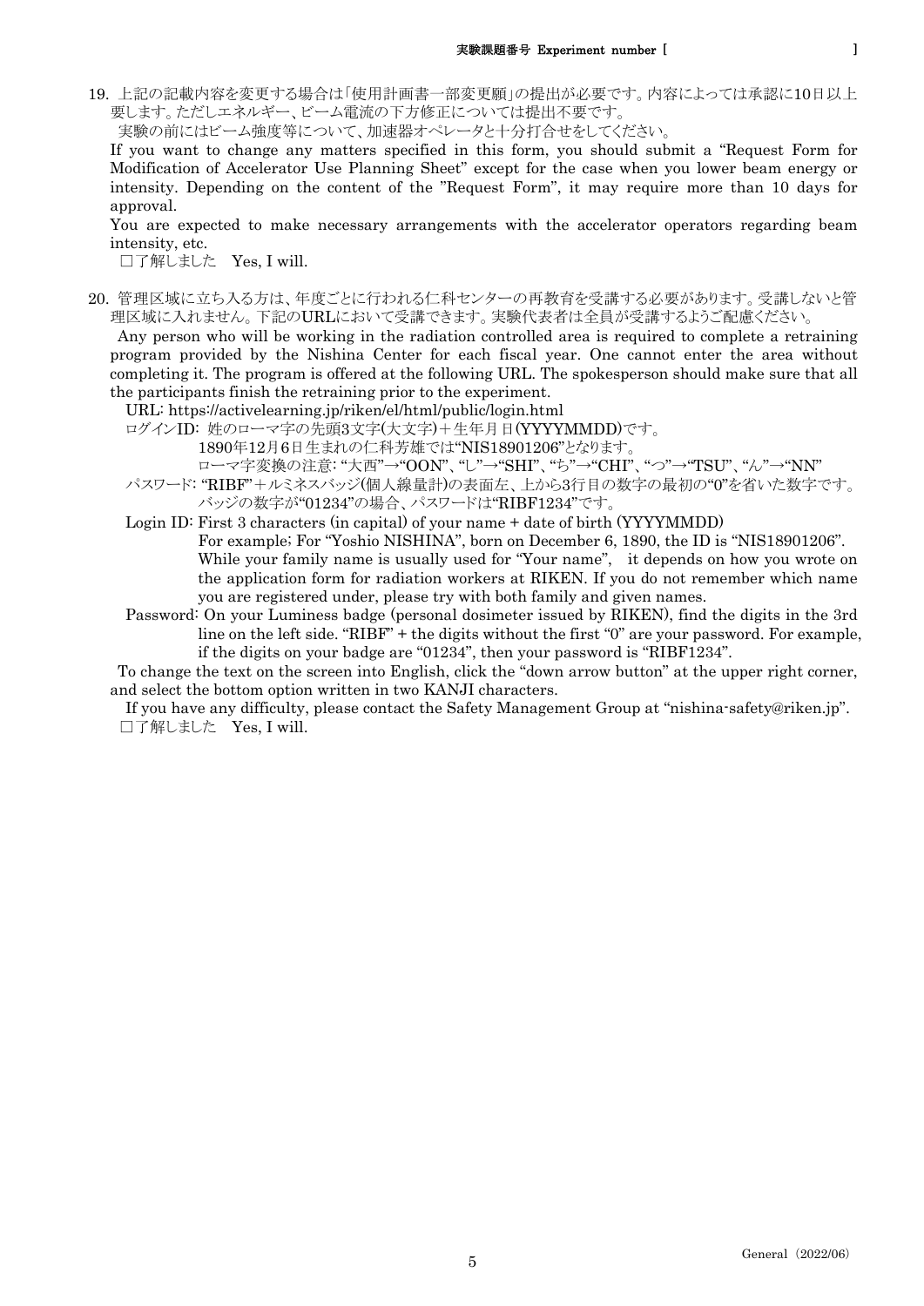19. 上記の記載内容を変更する場合は「使用計画書一部変更願」の提出が必要です。内容によっては承認に10日以上要します。ただしエネルギー、ビーム電流の下方修正については提出不要です。

実験の前にはビーム強度等について、加速器オペレータと十分打合せをしてください。

If you want to change any matters specified in this form, you should submit a "Request Form for Modification of Accelerator Use Planning Sheet" except for the case when you lower beam energy or intensity. Depending on the content of the "Request Form", it may require more than 10 days for approval.

You are expected to make necessary arrangements with the accelerator operators regarding beam intensity, etc.

□了解しました　Yes, I will.

20. 管理区域に立ち入る方は、年度ごとに行われる仁科センターの再教育を受講する必要があります。受講しないと管理区域に入れません。下記のURLにおいて受講できます。実験代表者は全員が受講するようご配慮ください。

Any person who will be working in the radiation controlled area is required to complete a retraining program provided by the Nishina Center for each fiscal year. One cannot enter the area without completing it. The program is offered at the following URL. The spokesperson should make sure that all the participants finish the retraining prior to the experiment.

URL: https://activelearning.jp/riken/el/html/public/login.html

ログインID: 姓のローマ字の先頭3文字(大文字)＋生年月日(YYYYMMDD)です。
1890年12月6日生まれの仁科芳雄では"NIS18901206"となります。
ローマ字変換の注意: "大西"→"OON"、"し"→"SHI"、"ち"→"CHI"、"つ"→"TSU"、"ん"→"NN"

パスワード: "RIBF"＋ルミネスバッジ(個人線量計)の表面左、上から3行目の数字の最初の"0"を省いた数字です。
バッジの数字が"01234"の場合、パスワードは"RIBF1234"です。

Login ID: First 3 characters (in capital) of your name + date of birth (YYYYMMDD)
For example; For "Yoshio NISHINA", born on December 6, 1890, the ID is "NIS18901206".
While your family name is usually used for "Your name", it depends on how you wrote on the application form for radiation workers at RIKEN. If you do not remember which name you are registered under, please try with both family and given names.

Password: On your Luminess badge (personal dosimeter issued by RIKEN), find the digits in the 3rd line on the left side. "RIBF" + the digits without the first "0" are your password. For example, if the digits on your badge are "01234", then your password is "RIBF1234".

To change the text on the screen into English, click the "down arrow button" at the upper right corner, and select the bottom option written in two KANJI characters.

If you have any difficulty, please contact the Safety Management Group at "nishina-safety@riken.jp".

□了解しました　Yes, I will.